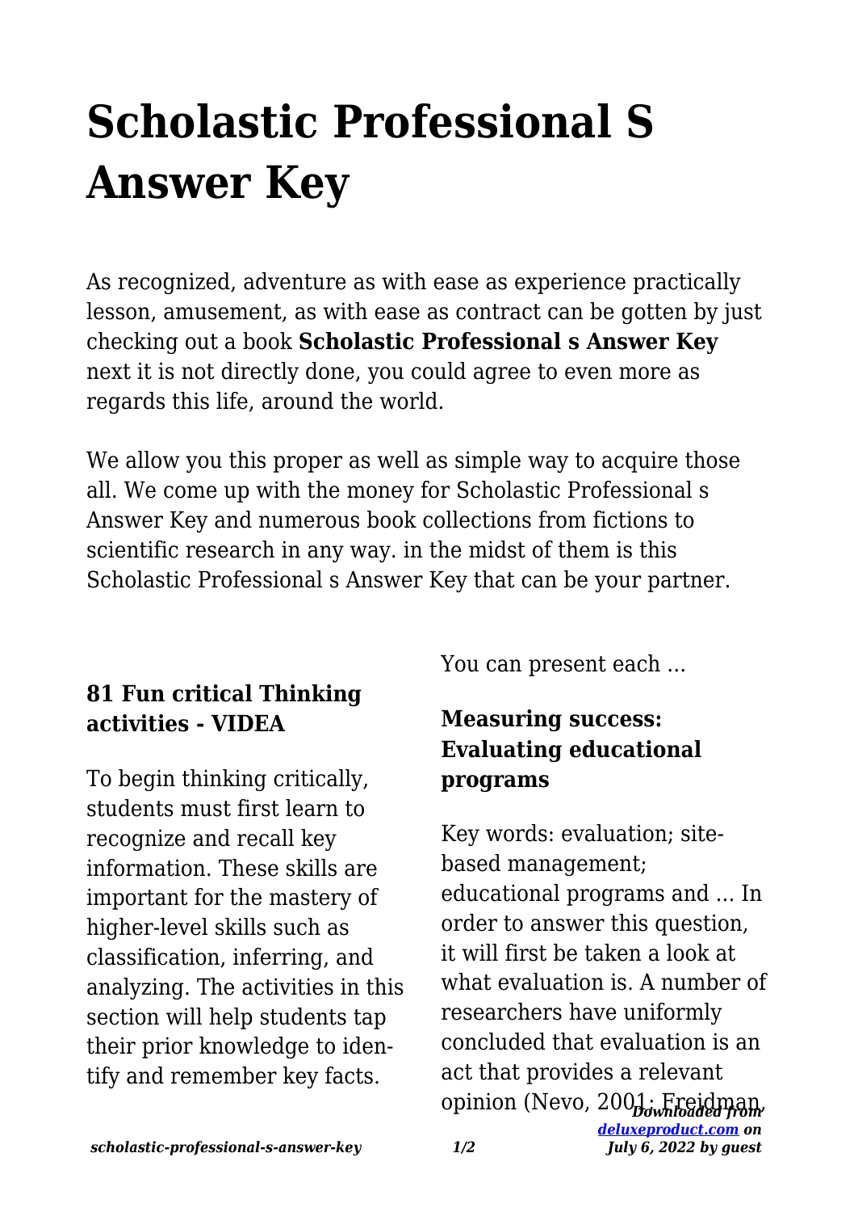# Scholastic Professional S Answer Key

As recognized, adventure as with ease as experience practically lesson, amusement, as with ease as contract can be gotten by just checking out a book **Scholastic Professional s Answer Key** next it is not directly done, you could agree to even more as regards this life, around the world.

We allow you this proper as well as simple way to acquire those all. We come up with the money for Scholastic Professional s Answer Key and numerous book collections from fictions to scientific research in any way. in the midst of them is this Scholastic Professional s Answer Key that can be your partner.

### 81 Fun critical Thinking activities - VIDEA

To begin thinking critically, students must first learn to recognize and recall key information. These skills are important for the mastery of higher-level skills such as classification, inferring, and analyzing. The activities in this section will help students tap their prior knowledge to identify and remember key facts. You can present each ...

### Measuring success: Evaluating educational programs

Key words: evaluation; site-based management; educational programs and ... In order to answer this question, it will first be taken a look at what evaluation is. A number of researchers have uniformly concluded that evaluation is an act that provides a relevant opinion (Nevo, 2001; Freidman,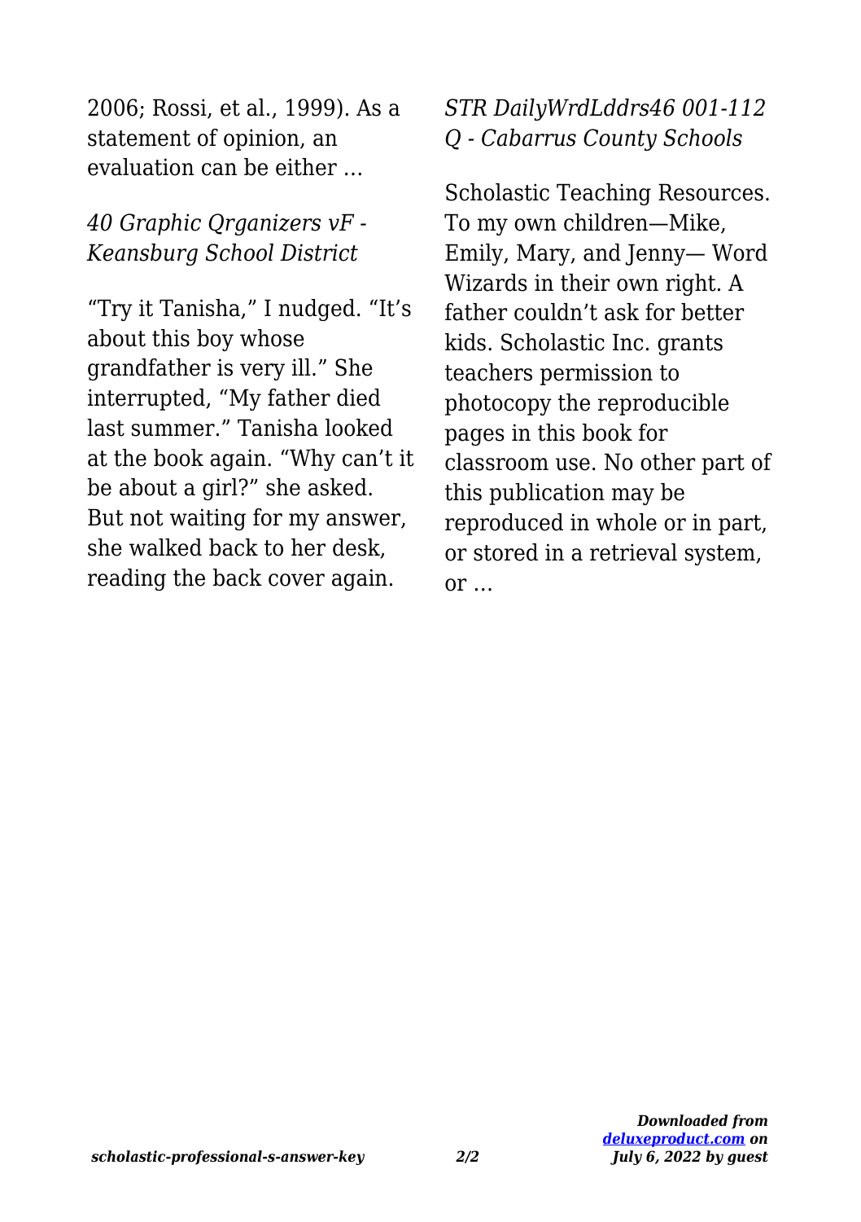2006; Rossi, et al., 1999). As a statement of opinion, an evaluation can be either …

*40 Graphic Qrganizers vF - Keansburg School District*

“Try it Tanisha,” I nudged. “It’s about this boy whose grandfather is very ill.” She interrupted, “My father died last summer.” Tanisha looked at the book again. “Why can’t it be about a girl?” she asked. But not waiting for my answer, she walked back to her desk, reading the back cover again.

*STR DailyWrdLddrs46 001-112 Q - Cabarrus County Schools*

Scholastic Teaching Resources. To my own children—Mike, Emily, Mary, and Jenny— Word Wizards in their own right. A father couldn’t ask for better kids. Scholastic Inc. grants teachers permission to photocopy the reproducible pages in this book for classroom use. No other part of this publication may be reproduced in whole or in part, or stored in a retrieval system, or …